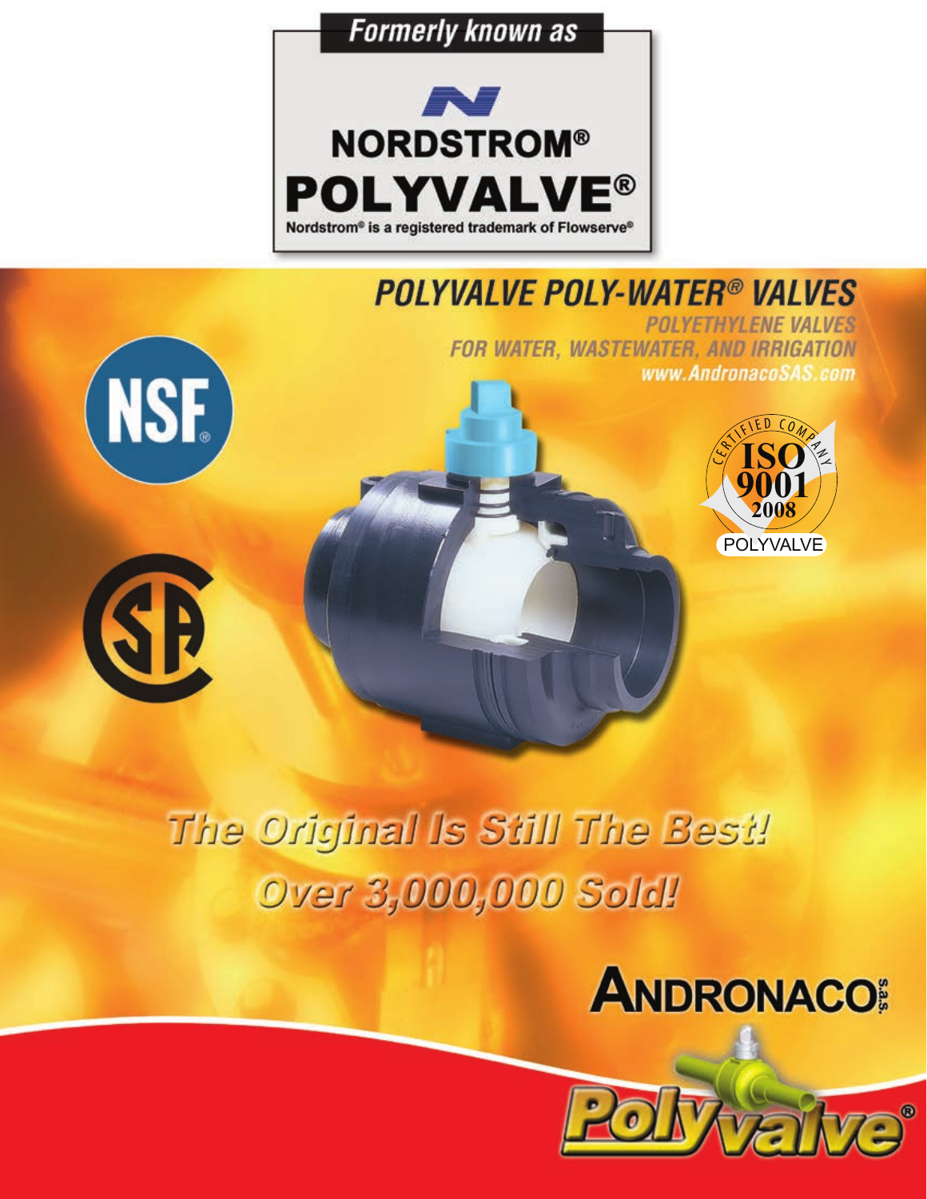Formerly known as

**NORDSTROM®**

**POLYVALVE®**

Nordstrom® is a registered trademark of Flowserve®

# POLYVALVE POLY-WATER® VALVES

## POLYETHYLENE VALVES FOR WATER, WASTEWATER, AND IRRIGATION

www.AndronacoSAS.com

NSF

CERTIFIED COMPANY ISO 9001 2008 POLYVALVE

**The Original Is Still The Best!**

**Over 3,000,000 Sold!**

ANDRONACO S.A.S.

Polyvalve®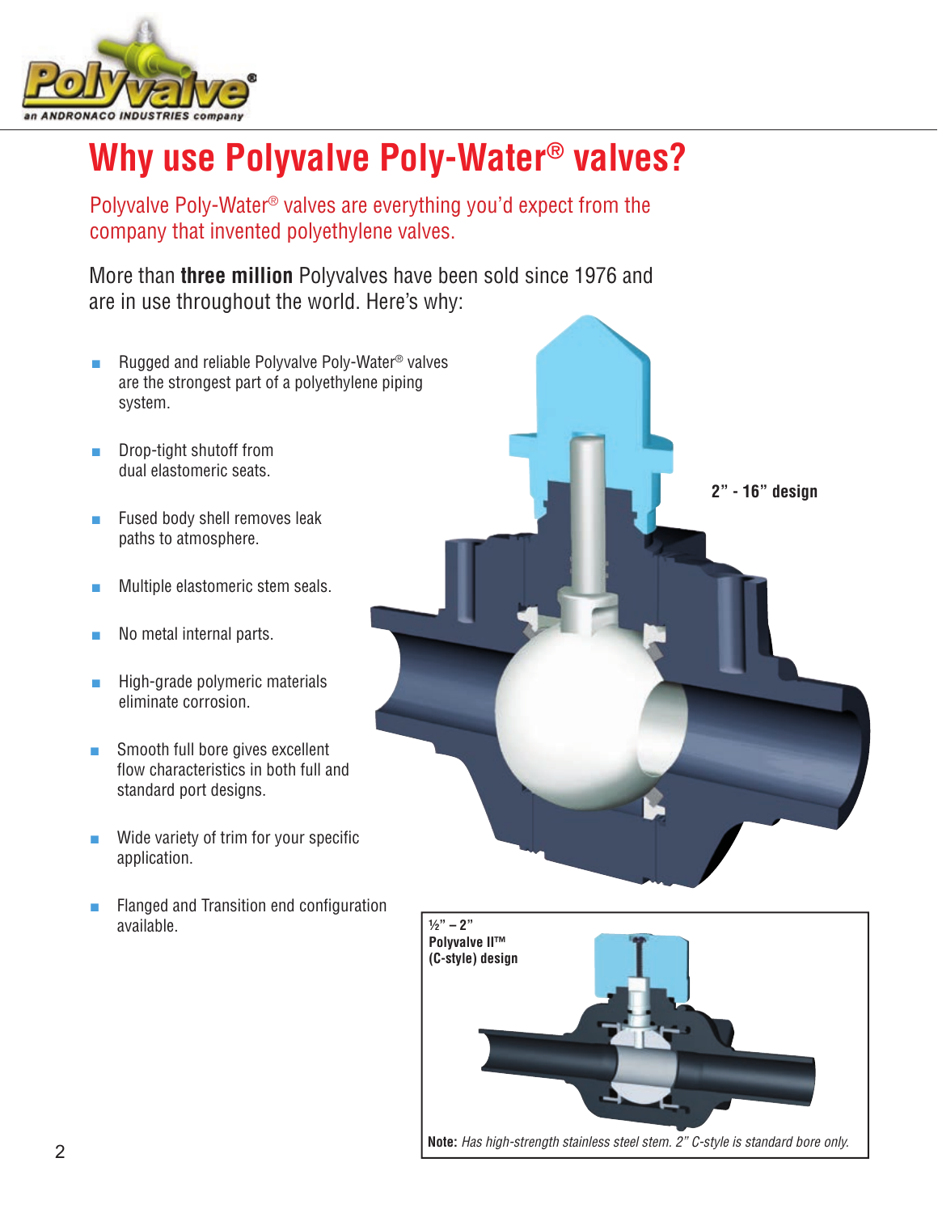# Why use Polyvalve Poly-Water® valves?

Polyvalve Poly-Water® valves are everything you'd expect from the company that invented polyethylene valves.

More than **three million** Polyvalves have been sold since 1976 and are in use throughout the world. Here's why:

- Rugged and reliable Polyvalve Poly-Water® valves are the strongest part of a polyethylene piping system.
- Drop-tight shutoff from dual elastomeric seats.
- Fused body shell removes leak paths to atmosphere.
- Multiple elastomeric stem seals.
- No metal internal parts.
- High-grade polymeric materials eliminate corrosion.
- Smooth full bore gives excellent flow characteristics in both full and standard port designs.
- Wide variety of trim for your specific application.
- Flanged and Transition end configuration available.

**2" - 16" design**

**½" – 2" Polyvalve II™ (C-style) design**

**Note:** *Has high-strength stainless steel stem. 2" C-style is standard bore only.*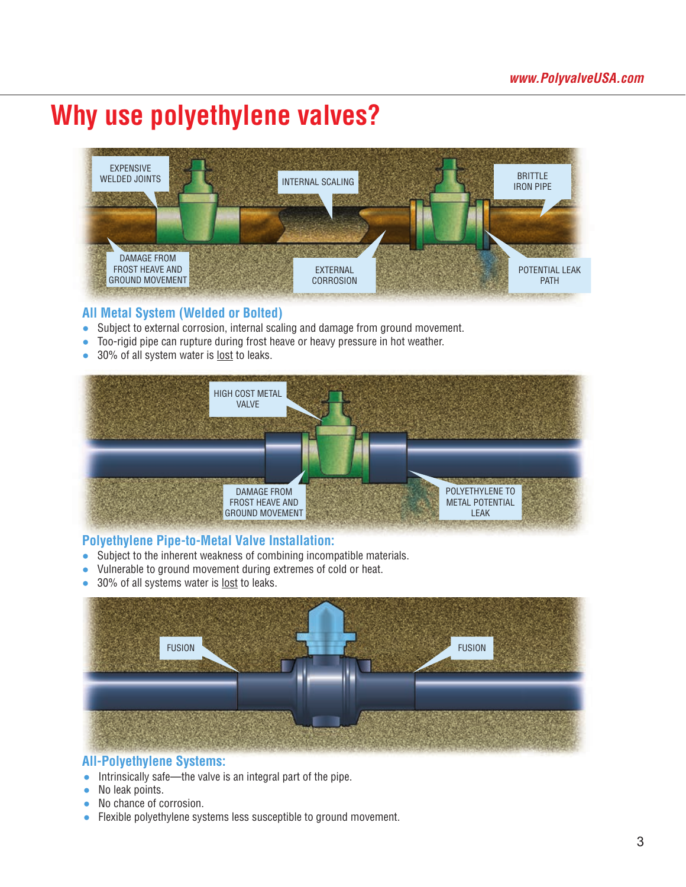# Why use polyethylene valves?

EXPENSIVE WELDED JOINTS

INTERNAL SCALING

BRITTLE IRON PIPE

DAMAGE FROM FROST HEAVE AND GROUND MOVEMENT

EXTERNAL CORROSION

POTENTIAL LEAK PATH

## All Metal System (Welded or Bolted)

- Subject to external corrosion, internal scaling and damage from ground movement.
- Too-rigid pipe can rupture during frost heave or heavy pressure in hot weather.
- 30% of all system water is lost to leaks.

HIGH COST METAL VALVE

DAMAGE FROM FROST HEAVE AND GROUND MOVEMENT

POLYETHYLENE TO METAL POTENTIAL LEAK

## Polyethylene Pipe-to-Metal Valve Installation:

- Subject to the inherent weakness of combining incompatible materials.
- Vulnerable to ground movement during extremes of cold or heat.
- 30% of all systems water is lost to leaks.

FUSION

FUSION

## All-Polyethylene Systems:

- Intrinsically safe—the valve is an integral part of the pipe.
- No leak points.
- No chance of corrosion.
- Flexible polyethylene systems less susceptible to ground movement.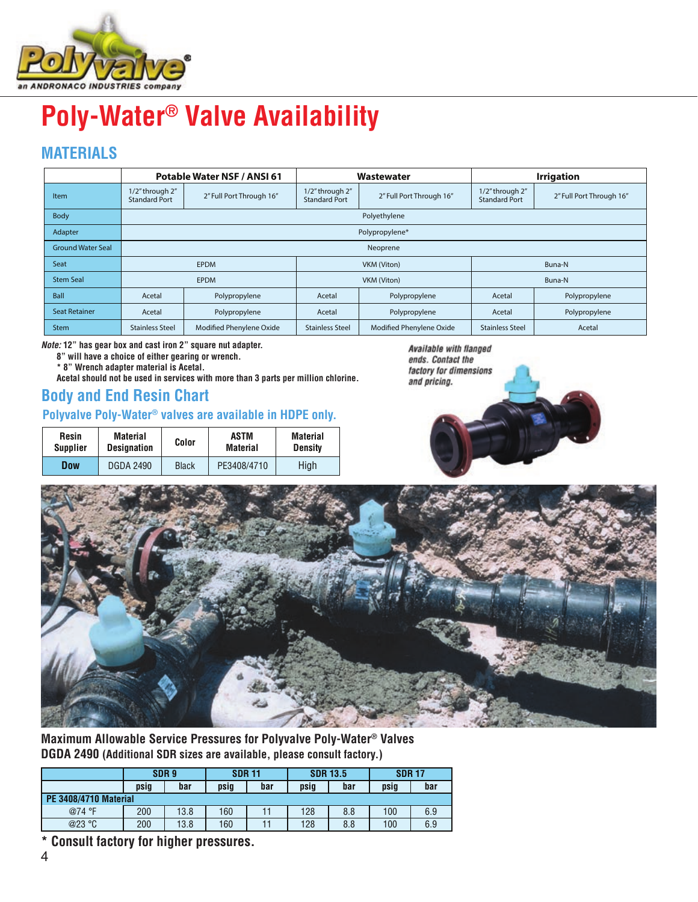# Poly-Water® Valve Availability

## MATERIALS

| | Potable Water NSF / ANSI 61 | | Wastewater | | Irrigation | |
|---|---|---|---|---|---|---|
| Item | 1/2" through 2" Standard Port | 2" Full Port Through 16" | 1/2" through 2" Standard Port | 2" Full Port Through 16" | 1/2" through 2" Standard Port | 2" Full Port Through 16" |
| Body | Polyethylene | | | | | |
| Adapter | Polypropylene* | | | | | |
| Ground Water Seal | Neoprene | | | | | |
| Seat | EPDM | | VKM (Viton) | | Buna-N | |
| Stem Seal | EPDM | | VKM (Viton) | | Buna-N | |
| Ball | Acetal | Polypropylene | Acetal | Polypropylene | Acetal | Polypropylene |
| Seat Retainer | Acetal | Polypropylene | Acetal | Polypropylene | Acetal | Polypropylene |
| Stem | Stainless Steel | Modified Phenylene Oxide | Stainless Steel | Modified Phenylene Oxide | Stainless Steel | Acetal |

*Note:* 12" has gear box and cast iron 2" square nut adapter.
8" will have a choice of either gearing or wrench.
* 8" Wrench adapter material is Acetal.
Acetal should not be used in services with more than 3 parts per million chlorine.

*Available with flanged ends. Contact the factory for dimensions and pricing.*

## Body and End Resin Chart

### Polyvalve Poly-Water® valves are available in HDPE only.

| Resin Supplier | Material Designation | Color | ASTM Material | Material Density |
|---|---|---|---|---|
| **Dow** | DGDA 2490 | Black | PE3408/4710 | High |

**Maximum Allowable Service Pressures for Polyvalve Poly-Water® Valves**
**DGDA 2490 (Additional SDR sizes are available, please consult factory.)**

| | SDR 9 | | SDR 11 | | SDR 13.5 | | SDR 17 | |
|---|---|---|---|---|---|---|---|---|
| | psig | bar | psig | bar | psig | bar | psig | bar |
| **PE 3408/4710 Material** | | | | | | | | |
| @74 °F | 200 | 13.8 | 160 | 11 | 128 | 8.8 | 100 | 6.9 |
| @23 °C | 200 | 13.8 | 160 | 11 | 128 | 8.8 | 100 | 6.9 |

**\* Consult factory for higher pressures.**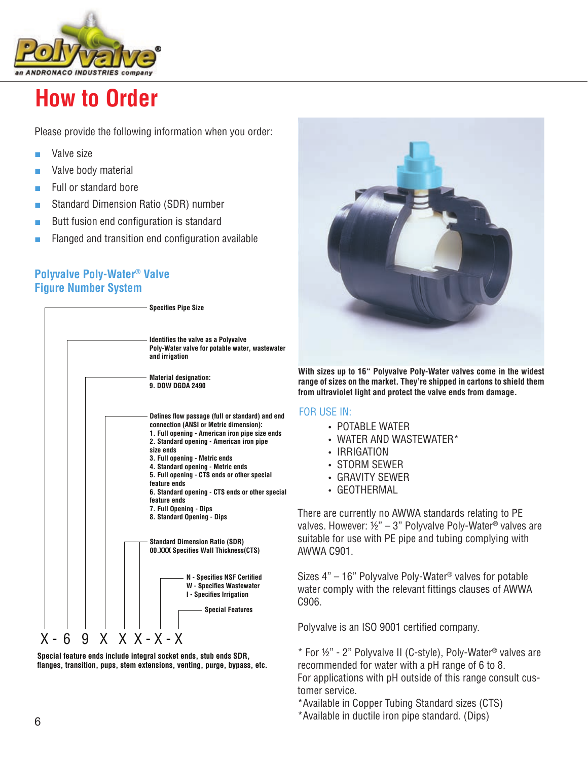# How to Order

Please provide the following information when you order:

- Valve size
- Valve body material
- Full or standard bore
- Standard Dimension Ratio (SDR) number
- Butt fusion end configuration is standard
- Flanged and transition end configuration available

## Polyvalve Poly-Water® Valve Figure Number System

**Specifies Pipe Size**

**Identifies the valve as a Polyvalve Poly-Water valve for potable water, wastewater and irrigation**

**Material designation:**
**9. DOW DGDA 2490**

**Defines flow passage (full or standard) and end connection (ANSI or Metric dimension):**
**1. Full opening - American iron pipe size ends**
**2. Standard opening - American iron pipe size ends**
**3. Full opening - Metric ends**
**4. Standard opening - Metric ends**
**5. Full opening - CTS ends or other special feature ends**
**6. Standard opening - CTS ends or other special feature ends**
**7. Full Opening - Dips**
**8. Standard Opening - Dips**

**Standard Dimension Ratio (SDR)**
**00.XXX Specifies Wall Thickness(CTS)**

**N - Specifies NSF Certified**
**W - Specifies Wastewater**
**I - Specifies Irrigation**

**Special Features**

X - 6 9 X X X - X - X

**Special feature ends include integral socket ends, stub ends SDR, flanges, transition, pups, stem extensions, venting, purge, bypass, etc.**

**With sizes up to 16" Polyvalve Poly-Water valves come in the widest range of sizes on the market. They're shipped in cartons to shield them from ultraviolet light and protect the valve ends from damage.**

### FOR USE IN:

- POTABLE WATER
- WATER AND WASTEWATER*
- IRRIGATION
- STORM SEWER
- GRAVITY SEWER
- GEOTHERMAL

There are currently no AWWA standards relating to PE valves. However: ½" – 3" Polyvalve Poly-Water® valves are suitable for use with PE pipe and tubing complying with AWWA C901.

Sizes 4" – 16" Polyvalve Poly-Water® valves for potable water comply with the relevant fittings clauses of AWWA C906.

Polyvalve is an ISO 9001 certified company.

* For ½" - 2" Polyvalve II (C-style), Poly-Water® valves are recommended for water with a pH range of 6 to 8.
For applications with pH outside of this range consult customer service.
*Available in Copper Tubing Standard sizes (CTS)
*Available in ductile iron pipe standard. (Dips)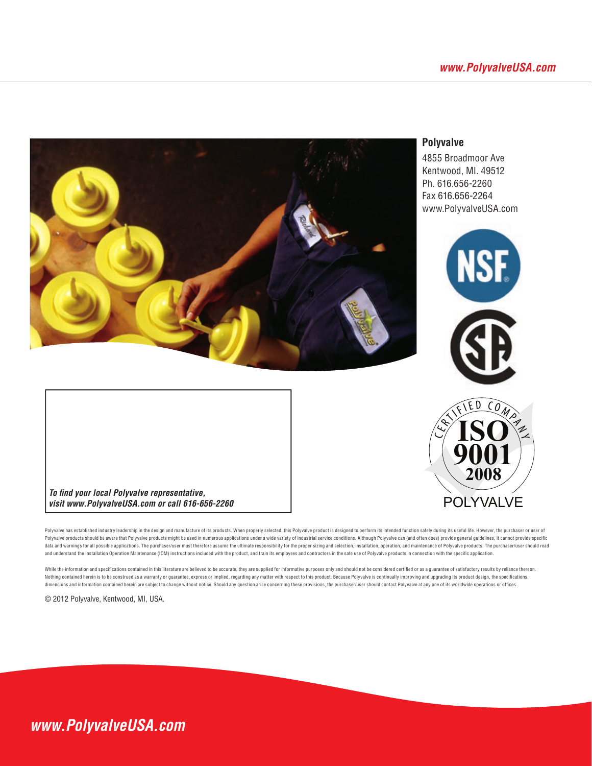**Polyvalve**

4855 Broadmoor Ave
Kentwood, MI. 49512
Ph. 616.656-2260
Fax 616.656-2264
www.PolyvalveUSA.com

*To find your local Polyvalve representative,*
*visit www.PolyvalveUSA.com or call 616-656-2260*

Polyvalve has established industry leadership in the design and manufacture of its products. When properly selected, this Polyvalve product is designed to perform its intended function safely during its useful life. However, the purchaser or user of Polyvalve products should be aware that Polyvalve products might be used in numerous applications under a wide variety of industrial service conditions. Although Polyvalve can (and often does) provide general guidelines, it cannot provide specific data and warnings for all possible applications. The purchaser/user must therefore assume the ultimate responsibility for the proper sizing and selection, installation, operation, and maintenance of Polyvalve products. The purchaser/user should read and understand the Installation Operation Maintenance (IOM) instructions included with the product, and train its employees and contractors in the safe use of Polyvalve products in connection with the specific application.

While the information and specifications contained in this literature are believed to be accurate, they are supplied for informative purposes only and should not be considered certified or as a guarantee of satisfactory results by reliance thereon. Nothing contained herein is to be construed as a warranty or guarantee, express or implied, regarding any matter with respect to this product. Because Polyvalve is continually improving and upgrading its product design, the specifications, dimensions and information contained herein are subject to change without notice. Should any question arise concerning these provisions, the purchaser/user should contact Polyvalve at any one of its worldwide operations or offices.

© 2012 Polyvalve, Kentwood, MI, USA.

***www.PolyvalveUSA.com***